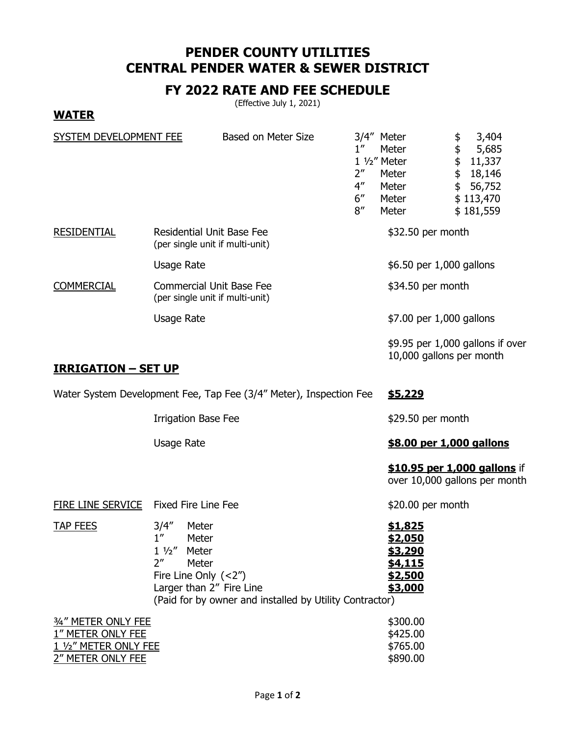# PENDER COUNTY UTILITIES
# CENTRAL PENDER WATER & SEWER DISTRICT

## FY 2022 RATE AND FEE SCHEDULE

(Effective July 1, 2021)

## WATER

| | | | |
|---|---|---|---|
| SYSTEM DEVELOPMENT FEE | Based on Meter Size | 3/4″ Meter | $ 3,404 |
| | | 1″ Meter | $ 5,685 |
| | | 1 ½″ Meter | $ 11,337 |
| | | 2″ Meter | $ 18,146 |
| | | 4″ Meter | $ 56,752 |
| | | 6″ Meter | $ 113,470 |
| | | 8″ Meter | $ 181,559 |

| | | |
|---|---|---|
| RESIDENTIAL | Residential Unit Base Fee (per single unit if multi-unit) | $32.50 per month |
| | Usage Rate | $6.50 per 1,000 gallons |
| COMMERCIAL | Commercial Unit Base Fee (per single unit if multi-unit) | $34.50 per month |
| | Usage Rate | $7.00 per 1,000 gallons |
| | | $9.95 per 1,000 gallons if over 10,000 gallons per month |

## IRRIGATION – SET UP

| | |
|---|---|
| Water System Development Fee, Tap Fee (3/4″ Meter), Inspection Fee | **$5,229** |
| Irrigation Base Fee | $29.50 per month |
| Usage Rate | **$8.00 per 1,000 gallons** |
| | **$10.95 per 1,000 gallons** if over 10,000 gallons per month |

| | | |
|---|---|---|
| FIRE LINE SERVICE | Fixed Fire Line Fee | $20.00 per month |
| TAP FEES | 3/4″ Meter | **$1,825** |
| | 1″ Meter | **$2,050** |
| | 1 ½″ Meter | **$3,290** |
| | 2″ Meter | **$4,115** |
| | Fire Line Only (<2″) | **$2,500** |
| | Larger than 2″ Fire Line | **$3,000** |
| | (Paid for by owner and installed by Utility Contractor) | |

| | |
|---|---|
| ¾″ METER ONLY FEE | $300.00 |
| 1″ METER ONLY FEE | $425.00 |
| 1 ½″ METER ONLY FEE | $765.00 |
| 2″ METER ONLY FEE | $890.00 |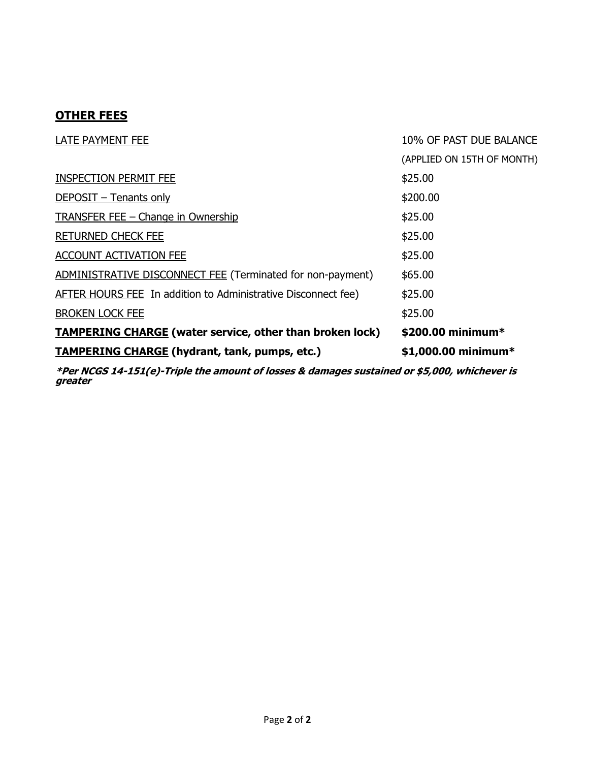## OTHER FEES

| | |
|---|---|
| LATE PAYMENT FEE | 10% OF PAST DUE BALANCE (APPLIED ON 15TH OF MONTH) |
| INSPECTION PERMIT FEE | $25.00 |
| DEPOSIT – Tenants only | $200.00 |
| TRANSFER FEE – Change in Ownership | $25.00 |
| RETURNED CHECK FEE | $25.00 |
| ACCOUNT ACTIVATION FEE | $25.00 |
| ADMINISTRATIVE DISCONNECT FEE (Terminated for non-payment) | $65.00 |
| AFTER HOURS FEE In addition to Administrative Disconnect fee) | $25.00 |
| BROKEN LOCK FEE | $25.00 |
| **TAMPERING CHARGE (water service, other than broken lock)** | **$200.00 minimum*** |
| **TAMPERING CHARGE (hydrant, tank, pumps, etc.)** | **$1,000.00 minimum*** |

***Per NCGS 14-151(e)-Triple the amount of losses & damages sustained or $5,000, whichever is greater***